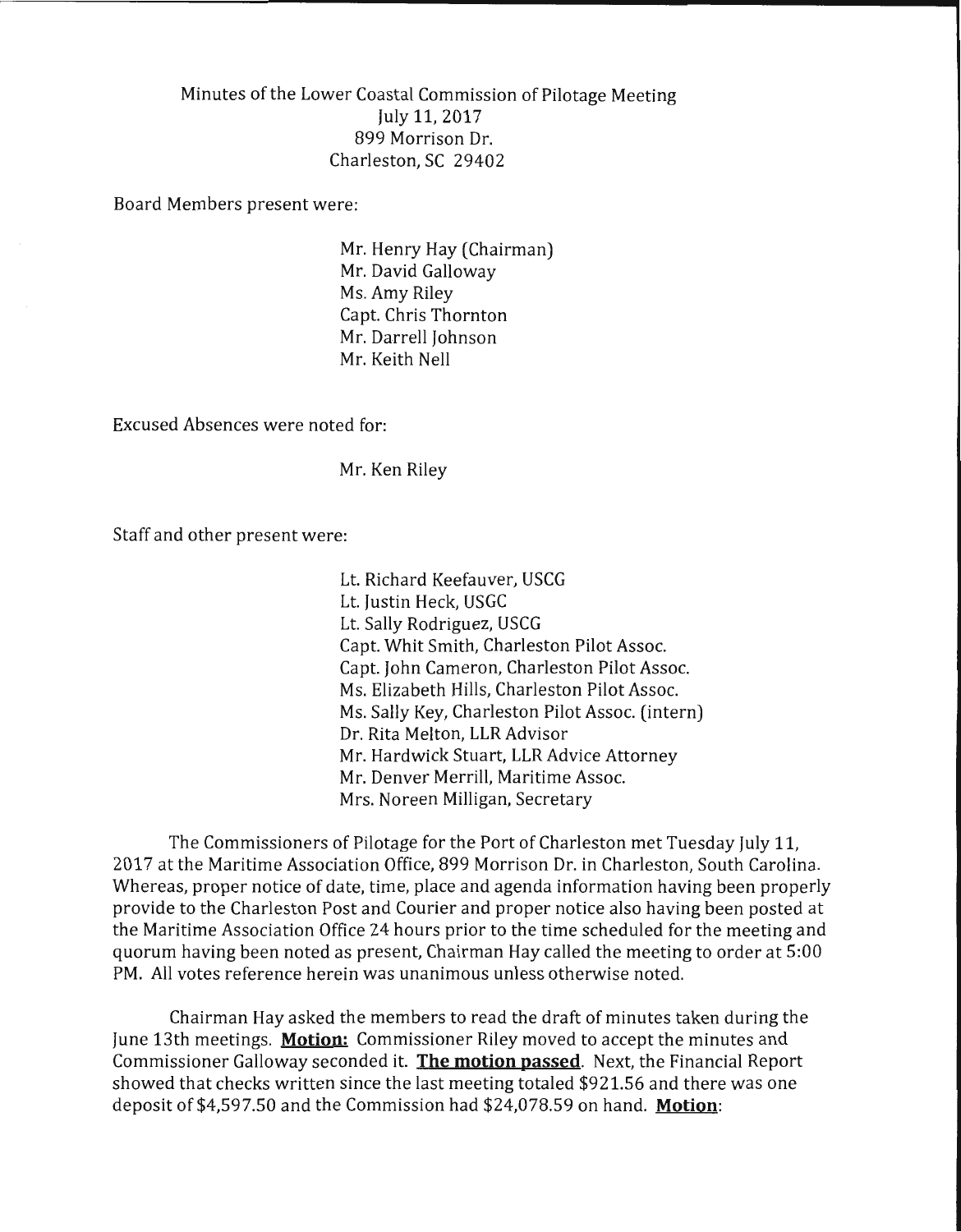Minutes of the Lower Coastal Commission of Pilotage Meeting
July 11, 2017
899 Morrison Dr.
Charleston, SC 29402

Board Members present were:

Mr. Henry Hay (Chairman)
Mr. David Galloway
Ms. Amy Riley
Capt. Chris Thornton
Mr. Darrell Johnson
Mr. Keith Nell

Excused Absences were noted for:

Mr. Ken Riley

Staff and other present were:

Lt. Richard Keefauver, USCG
Lt. Justin Heck, USGC
Lt. Sally Rodriguez, USCG
Capt. Whit Smith, Charleston Pilot Assoc.
Capt. John Cameron, Charleston Pilot Assoc.
Ms. Elizabeth Hills, Charleston Pilot Assoc.
Ms. Sally Key, Charleston Pilot Assoc. (intern)
Dr. Rita Melton, LLR Advisor
Mr. Hardwick Stuart, LLR Advice Attorney
Mr. Denver Merrill, Maritime Assoc.
Mrs. Noreen Milligan, Secretary

The Commissioners of Pilotage for the Port of Charleston met Tuesday July 11, 2017 at the Maritime Association Office, 899 Morrison Dr. in Charleston, South Carolina. Whereas, proper notice of date, time, place and agenda information having been properly provide to the Charleston Post and Courier and proper notice also having been posted at the Maritime Association Office 24 hours prior to the time scheduled for the meeting and quorum having been noted as present, Chairman Hay called the meeting to order at 5:00 PM. All votes reference herein was unanimous unless otherwise noted.

Chairman Hay asked the members to read the draft of minutes taken during the June 13th meetings. **Motion:** Commissioner Riley moved to accept the minutes and Commissioner Galloway seconded it. **The motion passed**. Next, the Financial Report showed that checks written since the last meeting totaled $921.56 and there was one deposit of $4,597.50 and the Commission had $24,078.59 on hand. **Motion**: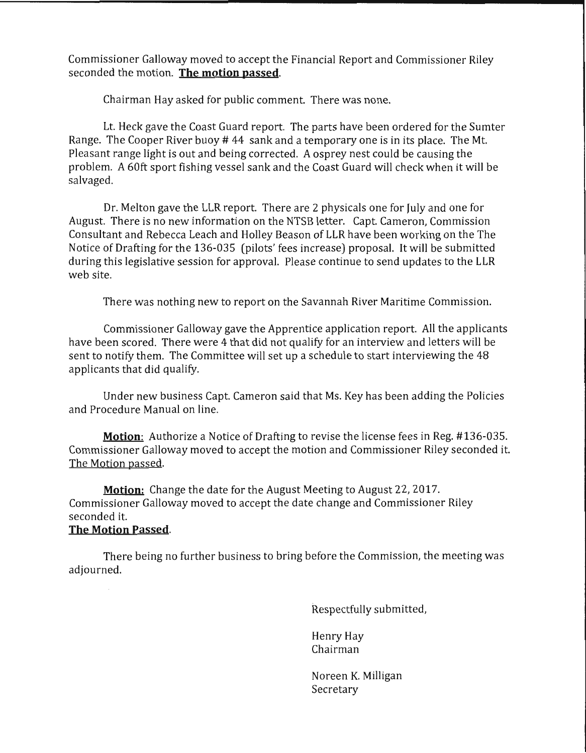Commissioner Galloway moved to accept the Financial Report and Commissioner Riley seconded the motion. **The motion passed.**

Chairman Hay asked for public comment. There was none.

Lt. Heck gave the Coast Guard report. The parts have been ordered for the Sumter Range. The Cooper River buoy # 44 sank and a temporary one is in its place. The Mt. Pleasant range light is out and being corrected. A osprey nest could be causing the problem. A 60ft sport fishing vessel sank and the Coast Guard will check when it will be salvaged.

Dr. Melton gave the LLR report. There are 2 physicals one for July and one for August. There is no new information on the NTSB letter. Capt. Cameron, Commission Consultant and Rebecca Leach and Holley Beason of LLR have been working on the The Notice of Drafting for the 136-035 (pilots' fees increase) proposal. It will be submitted during this legislative session for approval. Please continue to send updates to the LLR web site.

There was nothing new to report on the Savannah River Maritime Commission.

Commissioner Galloway gave the Apprentice application report. All the applicants have been scored. There were 4 that did not qualify for an interview and letters will be sent to notify them. The Committee will set up a schedule to start interviewing the 48 applicants that did qualify.

Under new business Capt. Cameron said that Ms. Key has been adding the Policies and Procedure Manual on line.

**Motion:** Authorize a Notice of Drafting to revise the license fees in Reg. #136-035. Commissioner Galloway moved to accept the motion and Commissioner Riley seconded it. The Motion passed.

**Motion:** Change the date for the August Meeting to August 22, 2017. Commissioner Galloway moved to accept the date change and Commissioner Riley seconded it.
**The Motion Passed.**

There being no further business to bring before the Commission, the meeting was adjourned.

Respectfully submitted,

Henry Hay
Chairman

Noreen K. Milligan
Secretary